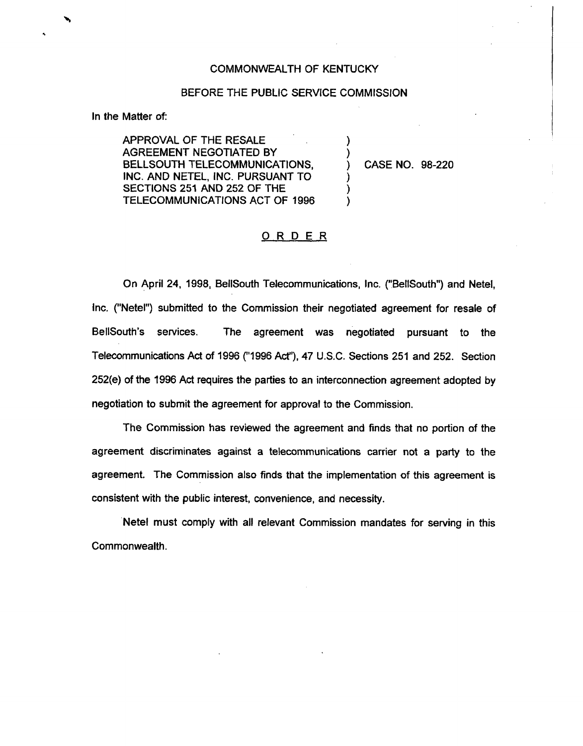COMMONWEALTH OF KENTUCKY

BEFORE THE PUBLIC SERVICE COMMISSION

In the Matter of:

APPROVAL OF THE RESALE AGREEMENT NEGOTIATED BY BELLSOUTH TELECOMMUNICATIONS, INC. AND NETEL, INC. PURSUANT TO SECTIONS 251 AND 252 OF THE TELECOMMUNICATIONS ACT OF 1996 ) CASE NO. 98-220

## ORDER

On April 24, 1998, BellSouth Telecommunications, Inc. ("BellSouth") and Netel, Inc. ("Netel") submitted to the Commission their negotiated agreement for resale of BellSouth's services. The agreement was negotiated pursuant to the Telecommunications Act of 1996 ("1996 Act"), 47 U.S.C. Sections 251 and 252. Section 252(e) of the 1996 Act requires the parties to an interconnection agreement adopted by negotiation to submit the agreement for approval to the Commission.

The Commission has reviewed the agreement and finds that no portion of the agreement discriminates against a telecommunications carrier not a party to the agreement. The Commission also finds that the implementation of this agreement is consistent with the public interest, convenience, and necessity.

Netel must comply with all relevant Commission mandates for serving in this Commonwealth.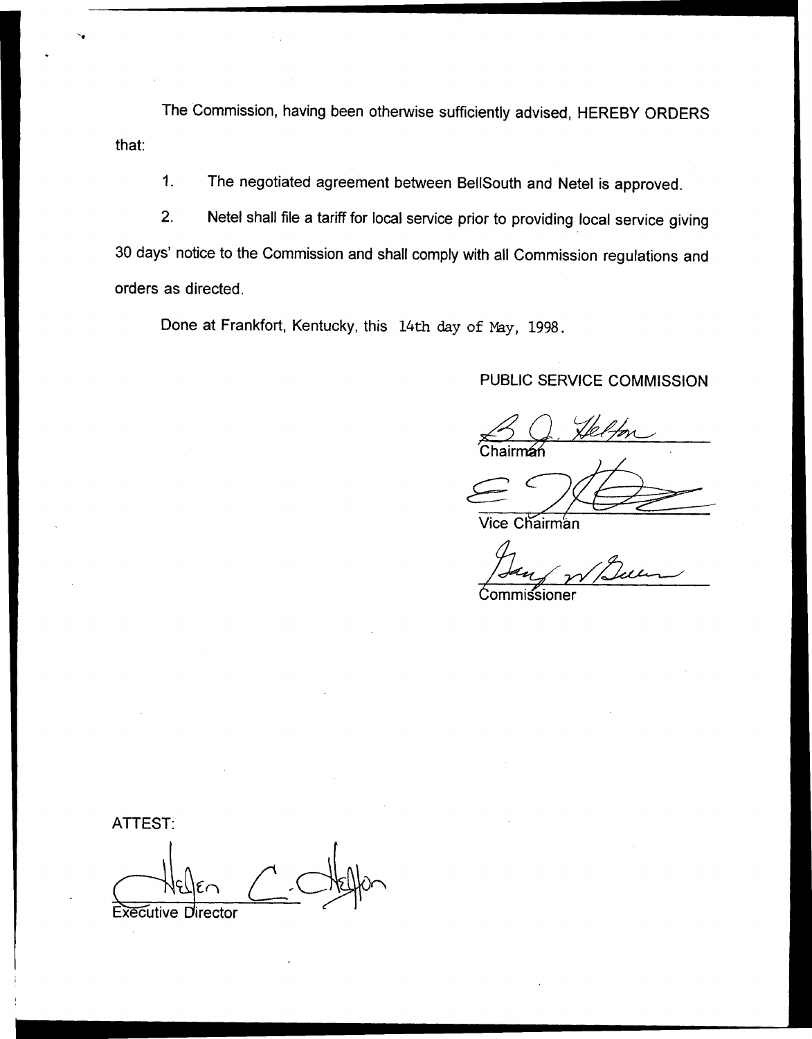The Commission, having been otherwise sufficiently advised, HEREBY ORDERS that:

1. The negotiated agreement between BellSouth and Netel is approved.

2. Netel shall file a tariff for local service prior to providing local service giving 30 days' notice to the Commission and shall comply with all Commission regulations and orders as directed.

Done at Frankfort, Kentucky, this 14th day of May, 1998.

PUBLIC SERVICE COMMISSION

Chairman

Vice Chairman

Commissioner

ATTEST:

Executive Director